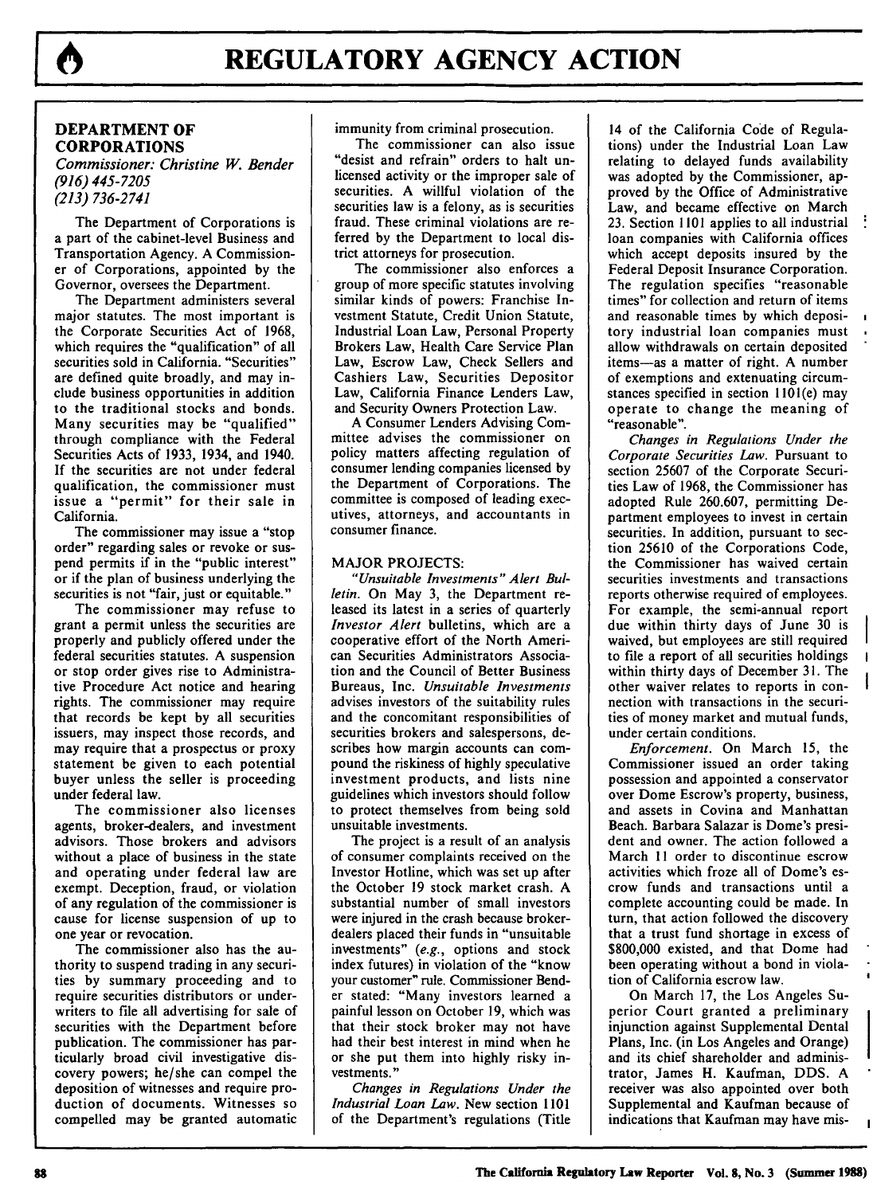# REGULATORY AGENCY ACTION

## DEPARTMENT OF CORPORATIONS

*Commissioner: Christine W. Bender*
*(916) 445-7205*
*(213) 736-2741*

The Department of Corporations is a part of the cabinet-level Business and Transportation Agency. A Commissioner of Corporations, appointed by the Governor, oversees the Department.

The Department administers several major statutes. The most important is the Corporate Securities Act of 1968, which requires the "qualification" of all securities sold in California. "Securities" are defined quite broadly, and may include business opportunities in addition to the traditional stocks and bonds. Many securities may be "qualified" through compliance with the Federal Securities Acts of 1933, 1934, and 1940. If the securities are not under federal qualification, the commissioner must issue a "permit" for their sale in California.

The commissioner may issue a "stop order" regarding sales or revoke or suspend permits if in the "public interest" or if the plan of business underlying the securities is not "fair, just or equitable."

The commissioner may refuse to grant a permit unless the securities are properly and publicly offered under the federal securities statutes. A suspension or stop order gives rise to Administrative Procedure Act notice and hearing rights. The commissioner may require that records be kept by all securities issuers, may inspect those records, and may require that a prospectus or proxy statement be given to each potential buyer unless the seller is proceeding under federal law.

The commissioner also licenses agents, broker-dealers, and investment advisors. Those brokers and advisors without a place of business in the state and operating under federal law are exempt. Deception, fraud, or violation of any regulation of the commissioner is cause for license suspension of up to one year or revocation.

The commissioner also has the authority to suspend trading in any securities by summary proceeding and to require securities distributors or underwriters to file all advertising for sale of securities with the Department before publication. The commissioner has particularly broad civil investigative discovery powers; he/she can compel the deposition of witnesses and require production of documents. Witnesses so compelled may be granted automatic immunity from criminal prosecution.

The commissioner can also issue "desist and refrain" orders to halt unlicensed activity or the improper sale of securities. A willful violation of the securities law is a felony, as is securities fraud. These criminal violations are referred by the Department to local district attorneys for prosecution.

The commissioner also enforces a group of more specific statutes involving similar kinds of powers: Franchise Investment Statute, Credit Union Statute, Industrial Loan Law, Personal Property Brokers Law, Health Care Service Plan Law, Escrow Law, Check Sellers and Cashiers Law, Securities Depositor Law, California Finance Lenders Law, and Security Owners Protection Law.

A Consumer Lenders Advising Committee advises the commissioner on policy matters affecting regulation of consumer lending companies licensed by the Department of Corporations. The committee is composed of leading executives, attorneys, and accountants in consumer finance.

### MAJOR PROJECTS:

*"Unsuitable Investments" Alert Bulletin.* On May 3, the Department released its latest in a series of quarterly *Investor Alert* bulletins, which are a cooperative effort of the North American Securities Administrators Association and the Council of Better Business Bureaus, Inc. *Unsuitable Investments* advises investors of the suitability rules and the concomitant responsibilities of securities brokers and salespersons, describes how margin accounts can compound the riskiness of highly speculative investment products, and lists nine guidelines which investors should follow to protect themselves from being sold unsuitable investments.

The project is a result of an analysis of consumer complaints received on the Investor Hotline, which was set up after the October 19 stock market crash. A substantial number of small investors were injured in the crash because broker-dealers placed their funds in "unsuitable investments" (*e.g.*, options and stock index futures) in violation of the "know your customer" rule. Commissioner Bender stated: "Many investors learned a painful lesson on October 19, which was that their stock broker may not have had their best interest in mind when he or she put them into highly risky investments."

*Changes in Regulations Under the Industrial Loan Law.* New section 1101 of the Department's regulations (Title 14 of the California Code of Regulations) under the Industrial Loan Law relating to delayed funds availability was adopted by the Commissioner, approved by the Office of Administrative Law, and became effective on March 23. Section 1101 applies to all industrial loan companies with California offices which accept deposits insured by the Federal Deposit Insurance Corporation. The regulation specifies "reasonable times" for collection and return of items and reasonable times by which depository industrial loan companies must allow withdrawals on certain deposited items—as a matter of right. A number of exemptions and extenuating circumstances specified in section 1101(e) may operate to change the meaning of "reasonable".

*Changes in Regulations Under the Corporate Securities Law.* Pursuant to section 25607 of the Corporate Securities Law of 1968, the Commissioner has adopted Rule 260.607, permitting Department employees to invest in certain securities. In addition, pursuant to section 25610 of the Corporations Code, the Commissioner has waived certain securities investments and transactions reports otherwise required of employees. For example, the semi-annual report due within thirty days of June 30 is waived, but employees are still required to file a report of all securities holdings within thirty days of December 31. The other waiver relates to reports in connection with transactions in the securities of money market and mutual funds, under certain conditions.

*Enforcement.* On March 15, the Commissioner issued an order taking possession and appointed a conservator over Dome Escrow's property, business, and assets in Covina and Manhattan Beach. Barbara Salazar is Dome's president and owner. The action followed a March 11 order to discontinue escrow activities which froze all of Dome's escrow funds and transactions until a complete accounting could be made. In turn, that action followed the discovery that a trust fund shortage in excess of $800,000 existed, and that Dome had been operating without a bond in violation of California escrow law.

On March 17, the Los Angeles Superior Court granted a preliminary injunction against Supplemental Dental Plans, Inc. (in Los Angeles and Orange) and its chief shareholder and administrator, James H. Kaufman, DDS. A receiver was also appointed over both Supplemental and Kaufman because of indications that Kaufman may have mis-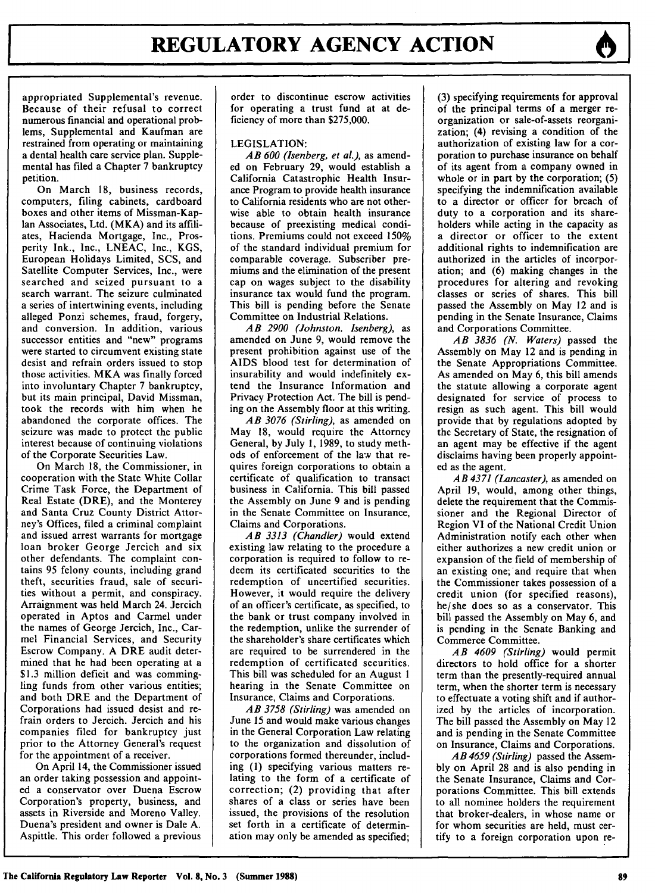appropriated Supplemental's revenue. Because of their refusal to correct numerous financial and operational problems, Supplemental and Kaufman are restrained from operating or maintaining a dental health care service plan. Supplemental has filed a Chapter 7 bankruptcy petition.

On March 18, business records, computers, filing cabinets, cardboard boxes and other items of Missman-Kaplan Associates, Ltd. (MKA) and its affiliates, Hacienda Mortgage, Inc., Prosperity Ink., Inc., LNEAC, Inc., KGS, European Holidays Limited, SCS, and Satellite Computer Services, Inc., were searched and seized pursuant to a search warrant. The seizure culminated a series of intertwining events, including alleged Ponzi schemes, fraud, forgery, and conversion. In addition, various successor entities and "new" programs were started to circumvent existing state desist and refrain orders issued to stop those activities. MKA was finally forced into involuntary Chapter 7 bankruptcy, but its main principal, David Missman, took the records with him when he abandoned the corporate offices. The seizure was made to protect the public interest because of continuing violations of the Corporate Securities Law.

On March 18, the Commissioner, in cooperation with the State White Collar Crime Task Force, the Department of Real Estate (DRE), and the Monterey and Santa Cruz County District Attorney's Offices, filed a criminal complaint and issued arrest warrants for mortgage loan broker George Jercich and six other defendants. The complaint contains 95 felony counts, including grand theft, securities fraud, sale of securities without a permit, and conspiracy. Arraignment was held March 24. Jercich operated in Aptos and Carmel under the names of George Jercich, Inc., Carmel Financial Services, and Security Escrow Company. A DRE audit determined that he had been operating at a $1.3 million deficit and was commingling funds from other various entities; and both DRE and the Department of Corporations had issued desist and refrain orders to Jercich. Jercich and his companies filed for bankruptcy just prior to the Attorney General's request for the appointment of a receiver.

On April 14, the Commissioner issued an order taking possession and appointed a conservator over Duena Escrow Corporation's property, business, and assets in Riverside and Moreno Valley. Duena's president and owner is Dale A. Aspittle. This order followed a previous order to discontinue escrow activities for operating a trust fund at at deficiency of more than $275,000.

LEGISLATION:

*AB 600 (Isenberg, et al.)*, as amended on February 29, would establish a California Catastrophic Health Insurance Program to provide health insurance to California residents who are not otherwise able to obtain health insurance because of preexisting medical conditions. Premiums could not exceed 150% of the standard individual premium for comparable coverage. Subscriber premiums and the elimination of the present cap on wages subject to the disability insurance tax would fund the program. This bill is pending before the Senate Committee on Industrial Relations.

*AB 2900 (Johnston, Isenberg)*, as amended on June 9, would remove the present prohibition against use of the AIDS blood test for determination of insurability and would indefinitely extend the Insurance Information and Privacy Protection Act. The bill is pending on the Assembly floor at this writing.

*AB 3076 (Stirling)*, as amended on May 18, would require the Attorney General, by July 1, 1989, to study methods of enforcement of the law that requires foreign corporations to obtain a certificate of qualification to transact business in California. This bill passed the Assembly on June 9 and is pending in the Senate Committee on Insurance, Claims and Corporations.

*AB 3313 (Chandler)* would extend existing law relating to the procedure a corporation is required to follow to redeem its certificated securities to the redemption of uncertified securities. However, it would require the delivery of an officer's certificate, as specified, to the bank or trust company involved in the redemption, unlike the surrender of the shareholder's share certificates which are required to be surrendered in the redemption of certificated securities. This bill was scheduled for an August 1 hearing in the Senate Committee on Insurance, Claims and Corporations.

*AB 3758 (Stirling)* was amended on June 15 and would make various changes in the General Corporation Law relating to the organization and dissolution of corporations formed thereunder, including (1) specifying various matters relating to the form of a certificate of correction; (2) providing that after shares of a class or series have been issued, the provisions of the resolution set forth in a certificate of determination may only be amended as specified; (3) specifying requirements for approval of the principal terms of a merger reorganization or sale-of-assets reorganization; (4) revising a condition of the authorization of existing law for a corporation to purchase insurance on behalf of its agent from a company owned in whole or in part by the corporation; (5) specifying the indemnification available to a director or officer for breach of duty to a corporation and its shareholders while acting in the capacity as a director or officer to the extent additional rights to indemnification are authorized in the articles of incorporation; and (6) making changes in the procedures for altering and revoking classes or series of shares. This bill passed the Assembly on May 12 and is pending in the Senate Insurance, Claims and Corporations Committee.

*AB 3836 (N. Waters)* passed the Assembly on May 12 and is pending in the Senate Appropriations Committee. As amended on May 6, this bill amends the statute allowing a corporate agent designated for service of process to resign as such agent. This bill would provide that by regulations adopted by the Secretary of State, the resignation of an agent may be effective if the agent disclaims having been properly appointed as the agent.

*AB 4371 (Lancaster)*, as amended on April 19, would, among other things, delete the requirement that the Commissioner and the Regional Director of Region VI of the National Credit Union Administration notify each other when either authorizes a new credit union or expansion of the field of membership of an existing one; and require that when the Commissioner takes possession of a credit union (for specified reasons), he/she does so as a conservator. This bill passed the Assembly on May 6, and is pending in the Senate Banking and Commerce Committee.

*AB 4609 (Stirling)* would permit directors to hold office for a shorter term than the presently-required annual term, when the shorter term is necessary to effectuate a voting shift and if authorized by the articles of incorporation. The bill passed the Assembly on May 12 and is pending in the Senate Committee on Insurance, Claims and Corporations.

*AB 4659 (Stirling)* passed the Assembly on April 28 and is also pending in the Senate Insurance, Claims and Corporations Committee. This bill extends to all nominee holders the requirement that broker-dealers, in whose name or for whom securities are held, must certify to a foreign corporation upon re-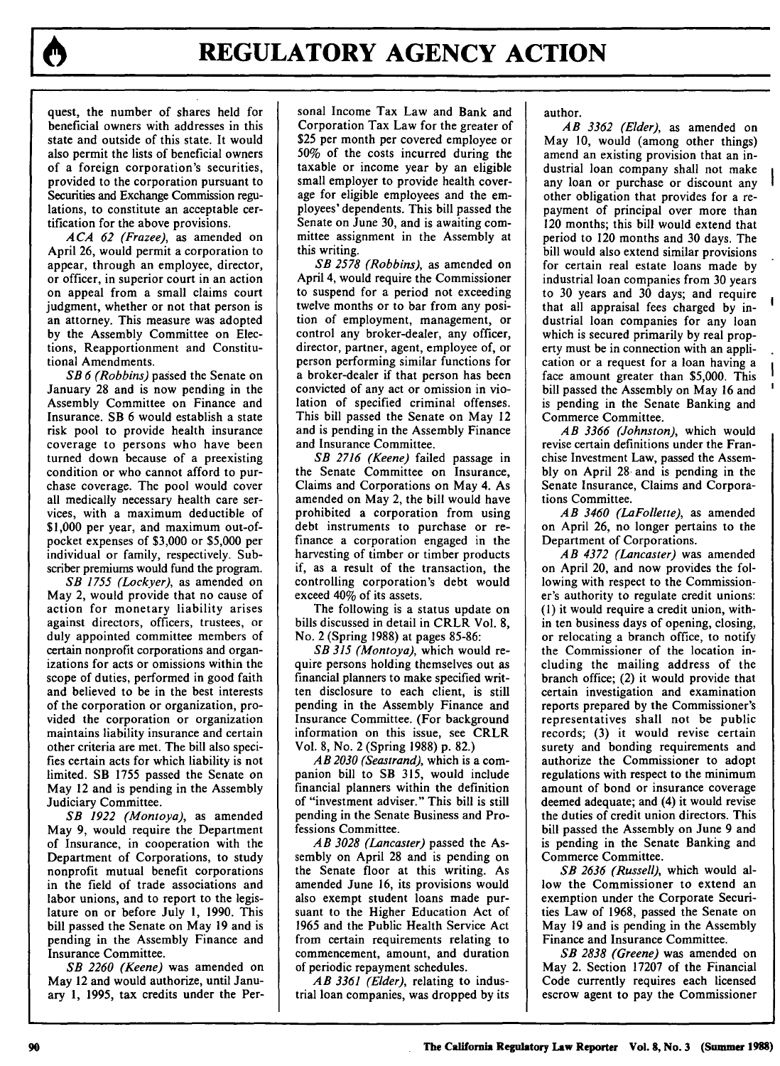quest, the number of shares held for beneficial owners with addresses in this state and outside of this state. It would also permit the lists of beneficial owners of a foreign corporation's securities, provided to the corporation pursuant to Securities and Exchange Commission regulations, to constitute an acceptable certification for the above provisions.

*ACA 62 (Frazee)*, as amended on April 26, would permit a corporation to appear, through an employee, director, or officer, in superior court in an action on appeal from a small claims court judgment, whether or not that person is an attorney. This measure was adopted by the Assembly Committee on Elections, Reapportionment and Constitutional Amendments.

*SB 6 (Robbins)* passed the Senate on January 28 and is now pending in the Assembly Committee on Finance and Insurance. SB 6 would establish a state risk pool to provide health insurance coverage to persons who have been turned down because of a preexisting condition or who cannot afford to purchase coverage. The pool would cover all medically necessary health care services, with a maximum deductible of $1,000 per year, and maximum out-of-pocket expenses of $3,000 or $5,000 per individual or family, respectively. Subscriber premiums would fund the program.

*SB 1755 (Lockyer)*, as amended on May 2, would provide that no cause of action for monetary liability arises against directors, officers, trustees, or duly appointed committee members of certain nonprofit corporations and organizations for acts or omissions within the scope of duties, performed in good faith and believed to be in the best interests of the corporation or organization, provided the corporation or organization maintains liability insurance and certain other criteria are met. The bill also specifies certain acts for which liability is not limited. SB 1755 passed the Senate on May 12 and is pending in the Assembly Judiciary Committee.

*SB 1922 (Montoya)*, as amended May 9, would require the Department of Insurance, in cooperation with the Department of Corporations, to study nonprofit mutual benefit corporations in the field of trade associations and labor unions, and to report to the legislature on or before July 1, 1990. This bill passed the Senate on May 19 and is pending in the Assembly Finance and Insurance Committee.

*SB 2260 (Keene)* was amended on May 12 and would authorize, until January 1, 1995, tax credits under the Personal Income Tax Law and Bank and Corporation Tax Law for the greater of $25 per month per covered employee or 50% of the costs incurred during the taxable or income year by an eligible small employer to provide health coverage for eligible employees and the employees' dependents. This bill passed the Senate on June 30, and is awaiting committee assignment in the Assembly at this writing.

*SB 2578 (Robbins)*, as amended on April 4, would require the Commissioner to suspend for a period not exceeding twelve months or to bar from any position of employment, management, or control any broker-dealer, any officer, director, partner, agent, employee of, or person performing similar functions for a broker-dealer if that person has been convicted of any act or omission in violation of specified criminal offenses. This bill passed the Senate on May 12 and is pending in the Assembly Finance and Insurance Committee.

*SB 2716 (Keene)* failed passage in the Senate Committee on Insurance, Claims and Corporations on May 4. As amended on May 2, the bill would have prohibited a corporation from using debt instruments to purchase or refinance a corporation engaged in the harvesting of timber or timber products if, as a result of the transaction, the controlling corporation's debt would exceed 40% of its assets.

The following is a status update on bills discussed in detail in CRLR Vol. 8, No. 2 (Spring 1988) at pages 85-86:

*SB 315 (Montoya)*, which would require persons holding themselves out as financial planners to make specified written disclosure to each client, is still pending in the Assembly Finance and Insurance Committee. (For background information on this issue, see CRLR Vol. 8, No. 2 (Spring 1988) p. 82.)

*AB 2030 (Seastrand)*, which is a companion bill to SB 315, would include financial planners within the definition of "investment adviser." This bill is still pending in the Senate Business and Professions Committee.

*AB 3028 (Lancaster)* passed the Assembly on April 28 and is pending on the Senate floor at this writing. As amended June 16, its provisions would also exempt student loans made pursuant to the Higher Education Act of 1965 and the Public Health Service Act from certain requirements relating to commencement, amount, and duration of periodic repayment schedules.

*AB 3361 (Elder)*, relating to industrial loan companies, was dropped by its author.

*AB 3362 (Elder)*, as amended on May 10, would (among other things) amend an existing provision that an industrial loan company shall not make any loan or purchase or discount any other obligation that provides for a repayment of principal over more than 120 months; this bill would extend that period to 120 months and 30 days. The bill would also extend similar provisions for certain real estate loans made by industrial loan companies from 30 years to 30 years and 30 days; and require that all appraisal fees charged by industrial loan companies for any loan which is secured primarily by real property must be in connection with an application or a request for a loan having a face amount greater than $5,000. This bill passed the Assembly on May 16 and is pending in the Senate Banking and Commerce Committee.

*AB 3366 (Johnston)*, which would revise certain definitions under the Franchise Investment Law, passed the Assembly on April 28 and is pending in the Senate Insurance, Claims and Corporations Committee.

*AB 3460 (LaFollette)*, as amended on April 26, no longer pertains to the Department of Corporations.

*AB 4372 (Lancaster)* was amended on April 20, and now provides the following with respect to the Commissioner's authority to regulate credit unions: (1) it would require a credit union, within ten business days of opening, closing, or relocating a branch office, to notify the Commissioner of the location including the mailing address of the branch office; (2) it would provide that certain investigation and examination reports prepared by the Commissioner's representatives shall not be public records; (3) it would revise certain surety and bonding requirements and authorize the Commissioner to adopt regulations with respect to the minimum amount of bond or insurance coverage deemed adequate; and (4) it would revise the duties of credit union directors. This bill passed the Assembly on June 9 and is pending in the Senate Banking and Commerce Committee.

*SB 2636 (Russell)*, which would allow the Commissioner to extend an exemption under the Corporate Securities Law of 1968, passed the Senate on May 19 and is pending in the Assembly Finance and Insurance Committee.

*SB 2838 (Greene)* was amended on May 2. Section 17207 of the Financial Code currently requires each licensed escrow agent to pay the Commissioner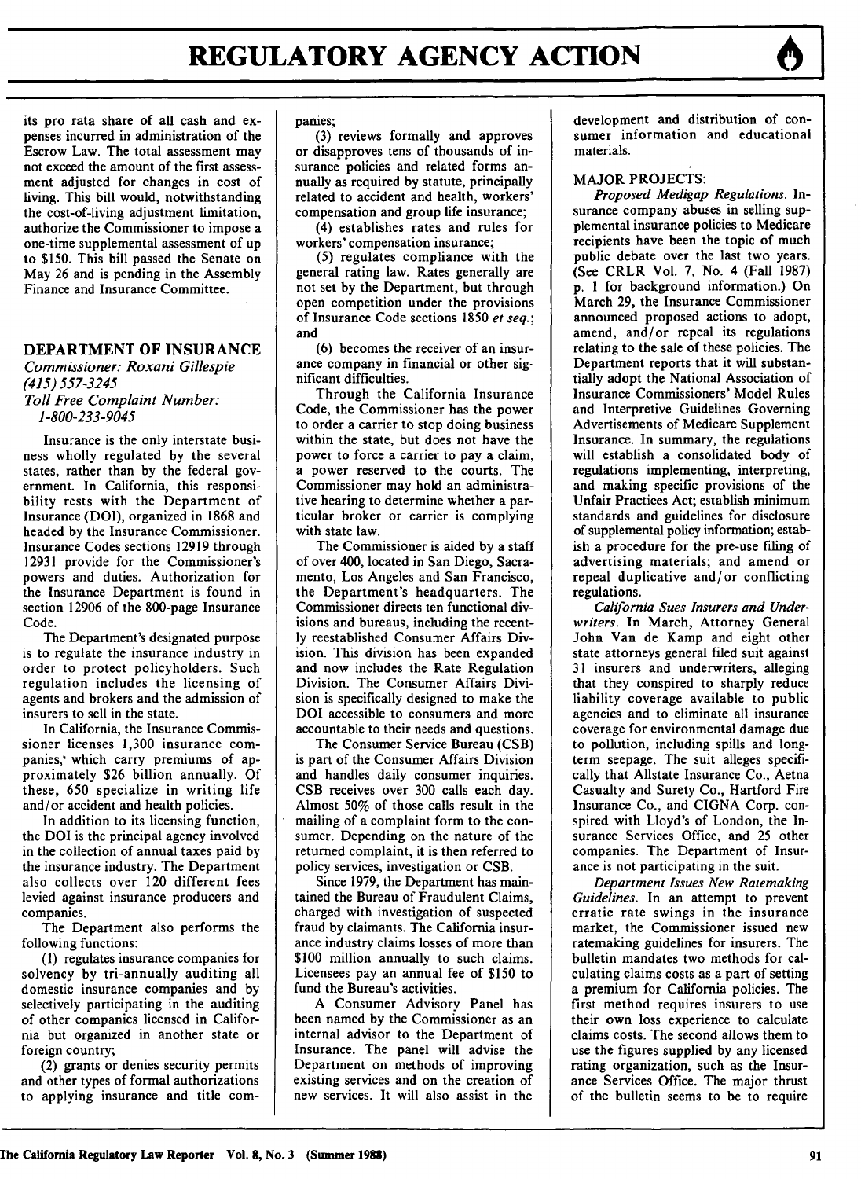its pro rata share of all cash and expenses incurred in administration of the Escrow Law. The total assessment may not exceed the amount of the first assessment adjusted for changes in cost of living. This bill would, notwithstanding the cost-of-living adjustment limitation, authorize the Commissioner to impose a one-time supplemental assessment of up to $150. This bill passed the Senate on May 26 and is pending in the Assembly Finance and Insurance Committee.

## DEPARTMENT OF INSURANCE

*Commissioner: Roxani Gillespie*
*(415) 557-3245*
*Toll Free Complaint Number: 1-800-233-9045*

Insurance is the only interstate business wholly regulated by the several states, rather than by the federal government. In California, this responsibility rests with the Department of Insurance (DOI), organized in 1868 and headed by the Insurance Commissioner. Insurance Codes sections 12919 through 12931 provide for the Commissioner's powers and duties. Authorization for the Insurance Department is found in section 12906 of the 800-page Insurance Code.

The Department's designated purpose is to regulate the insurance industry in order to protect policyholders. Such regulation includes the licensing of agents and brokers and the admission of insurers to sell in the state.

In California, the Insurance Commissioner licenses 1,300 insurance companies, which carry premiums of approximately $26 billion annually. Of these, 650 specialize in writing life and/or accident and health policies.

In addition to its licensing function, the DOI is the principal agency involved in the collection of annual taxes paid by the insurance industry. The Department also collects over 120 different fees levied against insurance producers and companies.

The Department also performs the following functions:

(1) regulates insurance companies for solvency by tri-annually auditing all domestic insurance companies and by selectively participating in the auditing of other companies licensed in California but organized in another state or foreign country;

(2) grants or denies security permits and other types of formal authorizations to applying insurance and title companies;

(3) reviews formally and approves or disapproves tens of thousands of insurance policies and related forms annually as required by statute, principally related to accident and health, workers' compensation and group life insurance;

(4) establishes rates and rules for workers' compensation insurance;

(5) regulates compliance with the general rating law. Rates generally are not set by the Department, but through open competition under the provisions of Insurance Code sections 1850 *et seq.*; and

(6) becomes the receiver of an insurance company in financial or other significant difficulties.

Through the California Insurance Code, the Commissioner has the power to order a carrier to stop doing business within the state, but does not have the power to force a carrier to pay a claim, a power reserved to the courts. The Commissioner may hold an administrative hearing to determine whether a particular broker or carrier is complying with state law.

The Commissioner is aided by a staff of over 400, located in San Diego, Sacramento, Los Angeles and San Francisco, the Department's headquarters. The Commissioner directs ten functional divisions and bureaus, including the recently reestablished Consumer Affairs Division. This division has been expanded and now includes the Rate Regulation Division. The Consumer Affairs Division is specifically designed to make the DOI accessible to consumers and more accountable to their needs and questions.

The Consumer Service Bureau (CSB) is part of the Consumer Affairs Division and handles daily consumer inquiries. CSB receives over 300 calls each day. Almost 50% of those calls result in the mailing of a complaint form to the consumer. Depending on the nature of the returned complaint, it is then referred to policy services, investigation or CSB.

Since 1979, the Department has maintained the Bureau of Fraudulent Claims, charged with investigation of suspected fraud by claimants. The California insurance industry claims losses of more than $100 million annually to such claims. Licensees pay an annual fee of $150 to fund the Bureau's activities.

A Consumer Advisory Panel has been named by the Commissioner as an internal advisor to the Department of Insurance. The panel will advise the Department on methods of improving existing services and on the creation of new services. It will also assist in the development and distribution of consumer information and educational materials.

### MAJOR PROJECTS:

*Proposed Medigap Regulations.* Insurance company abuses in selling supplemental insurance policies to Medicare recipients have been the topic of much public debate over the last two years. (See CRLR Vol. 7, No. 4 (Fall 1987) p. 1 for background information.) On March 29, the Insurance Commissioner announced proposed actions to adopt, amend, and/or repeal its regulations relating to the sale of these policies. The Department reports that it will substantially adopt the National Association of Insurance Commissioners' Model Rules and Interpretive Guidelines Governing Advertisements of Medicare Supplement Insurance. In summary, the regulations will establish a consolidated body of regulations implementing, interpreting, and making specific provisions of the Unfair Practices Act; establish minimum standards and guidelines for disclosure of supplemental policy information; establish a procedure for the pre-use filing of advertising materials; and amend or repeal duplicative and/or conflicting regulations.

*California Sues Insurers and Underwriters.* In March, Attorney General John Van de Kamp and eight other state attorneys general filed suit against 31 insurers and underwriters, alleging that they conspired to sharply reduce liability coverage available to public agencies and to eliminate all insurance coverage for environmental damage due to pollution, including spills and long-term seepage. The suit alleges specifically that Allstate Insurance Co., Aetna Casualty and Surety Co., Hartford Fire Insurance Co., and CIGNA Corp. conspired with Lloyd's of London, the Insurance Services Office, and 25 other companies. The Department of Insurance is not participating in the suit.

*Department Issues New Ratemaking Guidelines.* In an attempt to prevent erratic rate swings in the insurance market, the Commissioner issued new ratemaking guidelines for insurers. The bulletin mandates two methods for calculating claims costs as a part of setting a premium for California policies. The first method requires insurers to use their own loss experience to calculate claims costs. The second allows them to use the figures supplied by any licensed rating organization, such as the Insurance Services Office. The major thrust of the bulletin seems to be to require